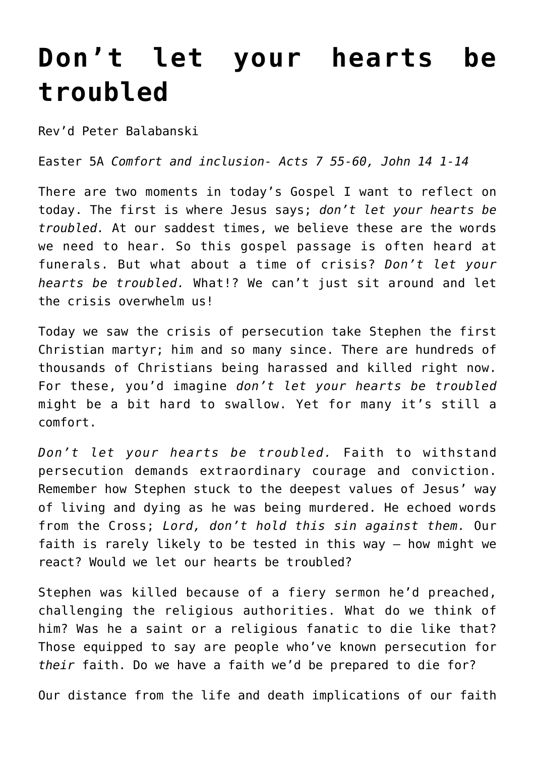# Don't let your hearts be troubled

Rev'd Peter Balabanski

Easter 5A *Comfort and inclusion- Acts 7 55-60, John 14 1-14*

There are two moments in today's Gospel I want to reflect on today. The first is where Jesus says; *don't let your hearts be troubled.* At our saddest times, we believe these are the words we need to hear. So this gospel passage is often heard at funerals. But what about a time of crisis? *Don't let your hearts be troubled.* What!? We can't just sit around and let the crisis overwhelm us!

Today we saw the crisis of persecution take Stephen the first Christian martyr; him and so many since. There are hundreds of thousands of Christians being harassed and killed right now. For these, you'd imagine *don't let your hearts be troubled* might be a bit hard to swallow. Yet for many it's still a comfort.

*Don't let your hearts be troubled.* Faith to withstand persecution demands extraordinary courage and conviction. Remember how Stephen stuck to the deepest values of Jesus' way of living and dying as he was being murdered. He echoed words from the Cross; *Lord, don't hold this sin against them.* Our faith is rarely likely to be tested in this way – how might we react? Would we let our hearts be troubled?

Stephen was killed because of a fiery sermon he'd preached, challenging the religious authorities. What do we think of him? Was he a saint or a religious fanatic to die like that? Those equipped to say are people who've known persecution for *their* faith. Do we have a faith we'd be prepared to die for?

Our distance from the life and death implications of our faith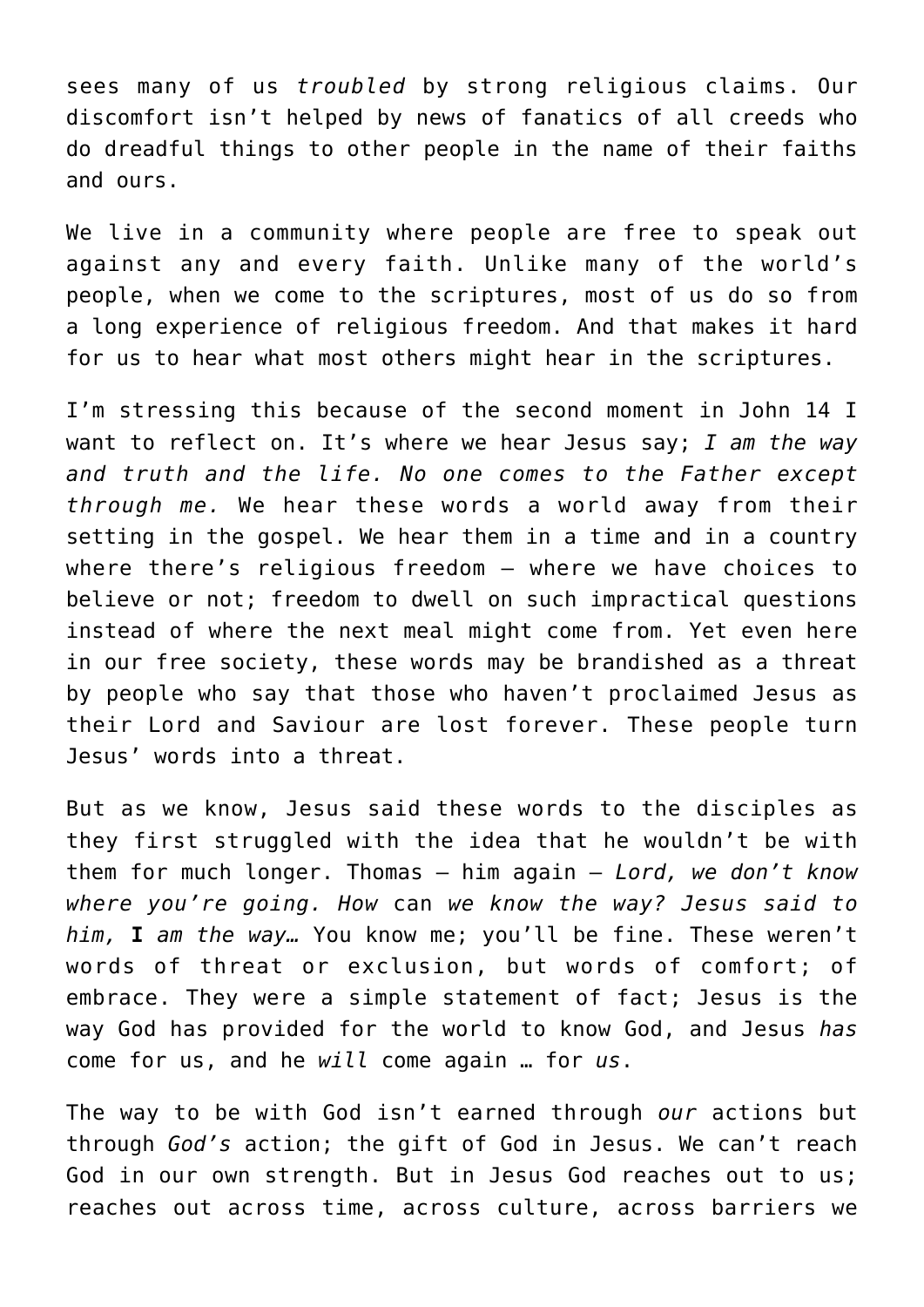sees many of us *troubled* by strong religious claims. Our discomfort isn't helped by news of fanatics of all creeds who do dreadful things to other people in the name of their faiths and ours.

We live in a community where people are free to speak out against any and every faith. Unlike many of the world's people, when we come to the scriptures, most of us do so from a long experience of religious freedom. And that makes it hard for us to hear what most others might hear in the scriptures.

I'm stressing this because of the second moment in John 14 I want to reflect on. It's where we hear Jesus say; *I am the way and truth and the life. No one comes to the Father except through me.* We hear these words a world away from their setting in the gospel. We hear them in a time and in a country where there's religious freedom – where we have choices to believe or not; freedom to dwell on such impractical questions instead of where the next meal might come from. Yet even here in our free society, these words may be brandished as a threat by people who say that those who haven't proclaimed Jesus as their Lord and Saviour are lost forever. These people turn Jesus' words into a threat.

But as we know, Jesus said these words to the disciples as they first struggled with the idea that he wouldn't be with them for much longer. Thomas – him again – *Lord, we don't know where you're going. How* can *we know the way? Jesus said to him,* **I** *am the way…* You know me; you'll be fine. These weren't words of threat or exclusion, but words of comfort; of embrace. They were a simple statement of fact; Jesus is the way God has provided for the world to know God, and Jesus *has* come for us, and he *will* come again … for *us*.

The way to be with God isn't earned through *our* actions but through *God's* action; the gift of God in Jesus. We can't reach God in our own strength. But in Jesus God reaches out to us; reaches out across time, across culture, across barriers we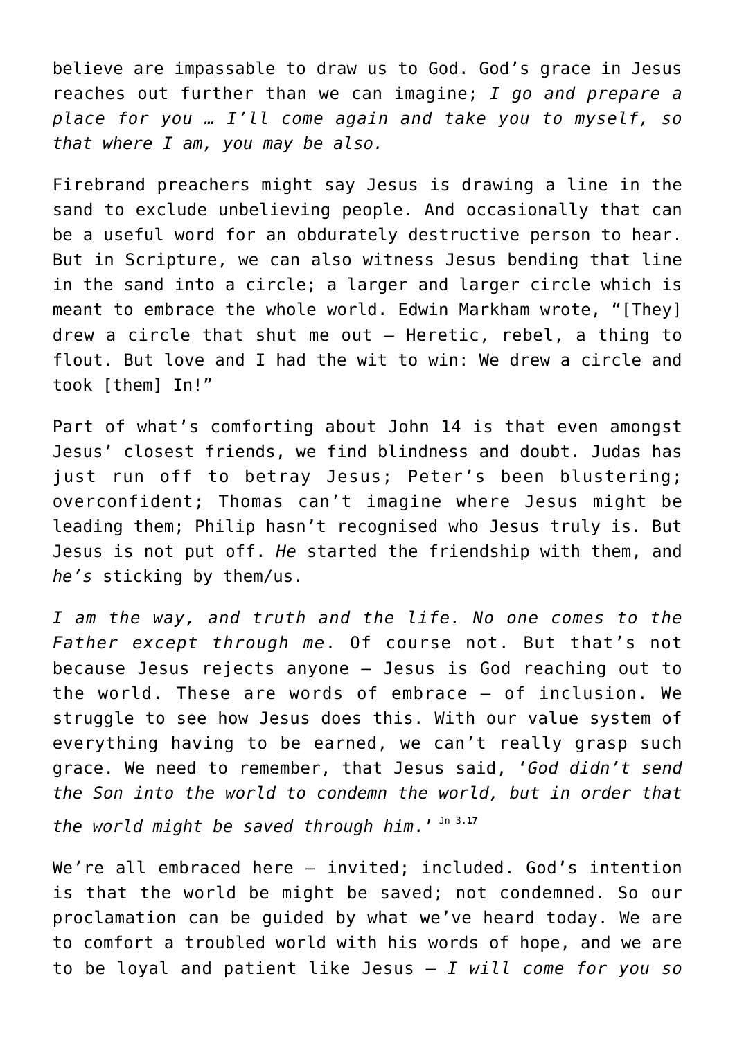believe are impassable to draw us to God. God's grace in Jesus reaches out further than we can imagine; *I go and prepare a place for you … I'll come again and take you to myself, so that where I am, you may be also.*

Firebrand preachers might say Jesus is drawing a line in the sand to exclude unbelieving people. And occasionally that can be a useful word for an obdurately destructive person to hear. But in Scripture, we can also witness Jesus bending that line in the sand into a circle; a larger and larger circle which is meant to embrace the whole world. Edwin Markham wrote, "[They] drew a circle that shut me out – Heretic, rebel, a thing to flout. But love and I had the wit to win: We drew a circle and took [them] In!"

Part of what's comforting about John 14 is that even amongst Jesus' closest friends, we find blindness and doubt. Judas has just run off to betray Jesus; Peter's been blustering; overconfident; Thomas can't imagine where Jesus might be leading them; Philip hasn't recognised who Jesus truly is. But Jesus is not put off. *He* started the friendship with them, and *he's* sticking by them/us.

*I am the way, and truth and the life. No one comes to the Father except through me*. Of course not. But that's not because Jesus rejects anyone – Jesus is God reaching out to the world. These are words of embrace – of inclusion. We struggle to see how Jesus does this. With our value system of everything having to be earned, we can't really grasp such grace. We need to remember, that Jesus said, '*God didn't send the Son into the world to condemn the world, but in order that the world might be saved through him*.' [Jn 3.**17**]

We're all embraced here – invited; included. God's intention is that the world be might be saved; not condemned. So our proclamation can be guided by what we've heard today. We are to comfort a troubled world with his words of hope, and we are to be loyal and patient like Jesus – *I will come for you so*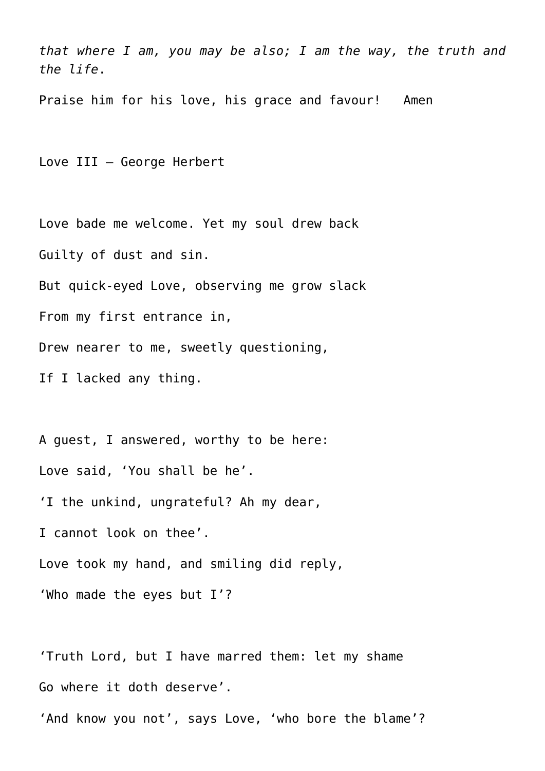*that where I am, you may be also; I am the way, the truth and the life*.

Praise him for his love, his grace and favour!   Amen

Love III – George Herbert

Love bade me welcome. Yet my soul drew back

Guilty of dust and sin.

But quick-eyed Love, observing me grow slack

From my first entrance in,

Drew nearer to me, sweetly questioning,

If I lacked any thing.

A guest, I answered, worthy to be here:

Love said, 'You shall be he'.

'I the unkind, ungrateful? Ah my dear,

I cannot look on thee'.

Love took my hand, and smiling did reply,

'Who made the eyes but I'?

'Truth Lord, but I have marred them: let my shame

Go where it doth deserve'.

'And know you not', says Love, 'who bore the blame'?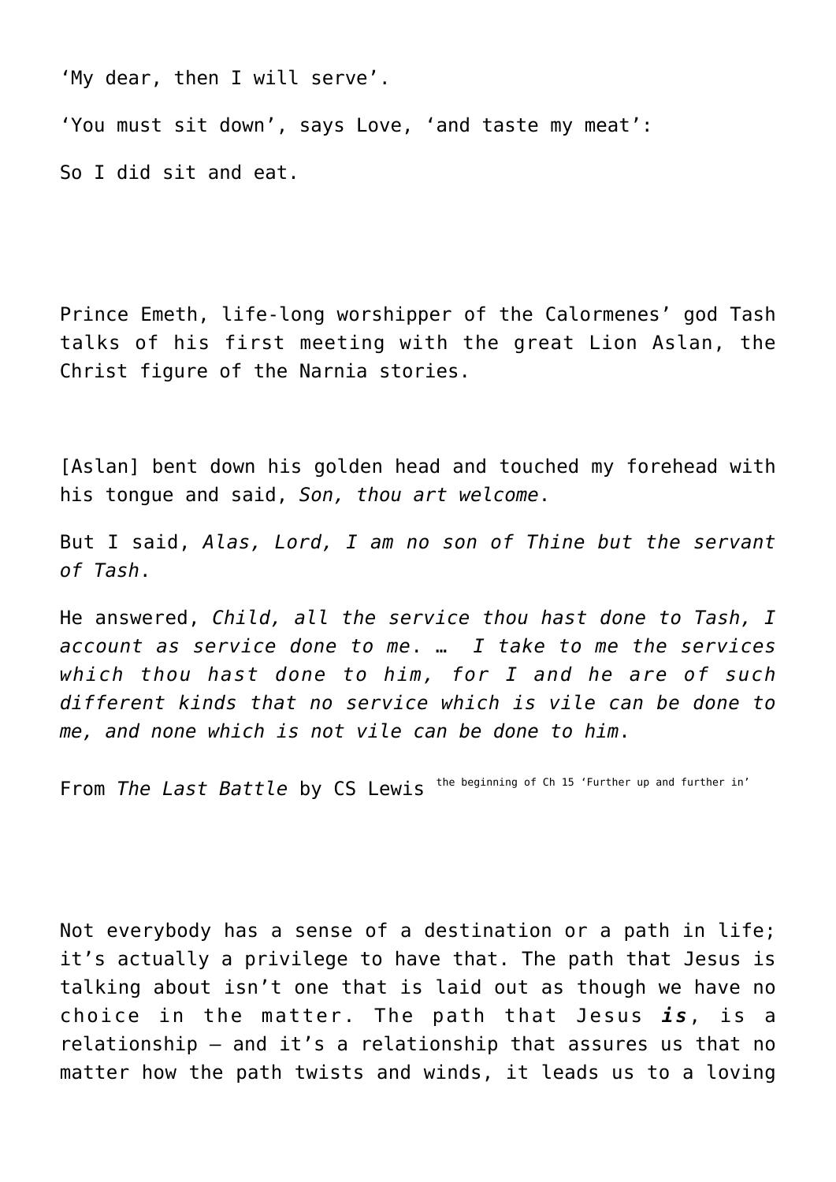'My dear, then I will serve'.

'You must sit down', says Love, 'and taste my meat':

So I did sit and eat.

Prince Emeth, life-long worshipper of the Calormenes' god Tash talks of his first meeting with the great Lion Aslan, the Christ figure of the Narnia stories.

[Aslan] bent down his golden head and touched my forehead with his tongue and said, *Son, thou art welcome*.

But I said, *Alas, Lord, I am no son of Thine but the servant of Tash*.

He answered, *Child, all the service thou hast done to Tash, I account as service done to me*. … *I take to me the services which thou hast done to him, for I and he are of such different kinds that no service which is vile can be done to me, and none which is not vile can be done to him*.

From *The Last Battle* by CS Lewis [the beginning of Ch 15 'Further up and further in']

Not everybody has a sense of a destination or a path in life; it's actually a privilege to have that. The path that Jesus is talking about isn't one that is laid out as though we have no choice in the matter. The path that Jesus ***is***, is a relationship – and it's a relationship that assures us that no matter how the path twists and winds, it leads us to a loving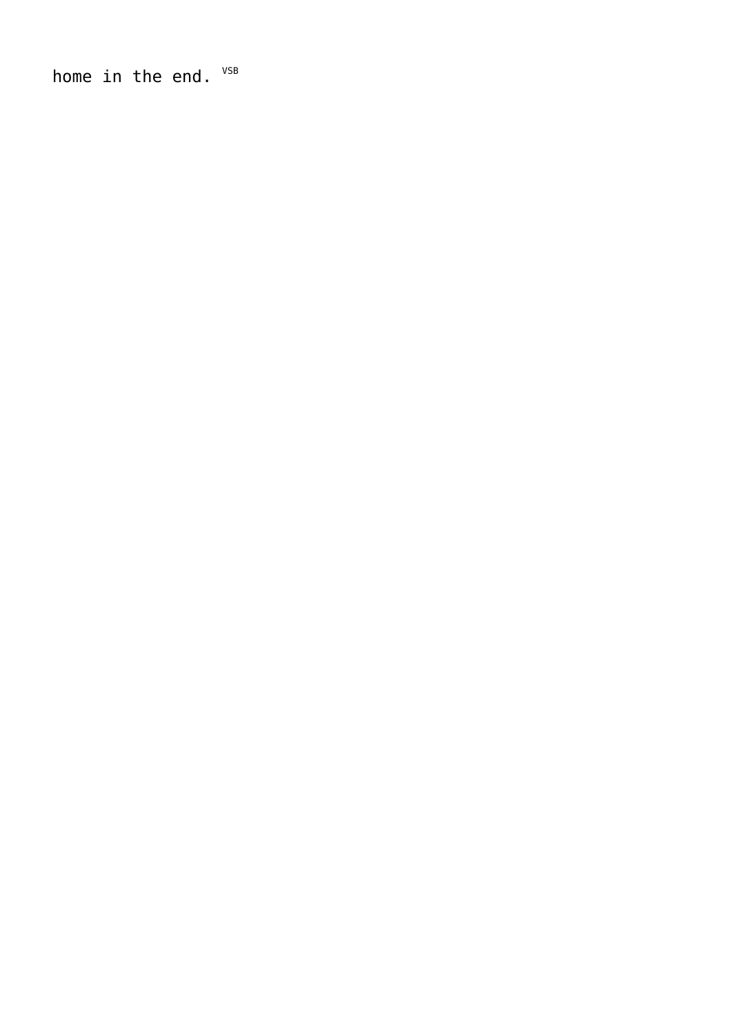home in the end. VSB